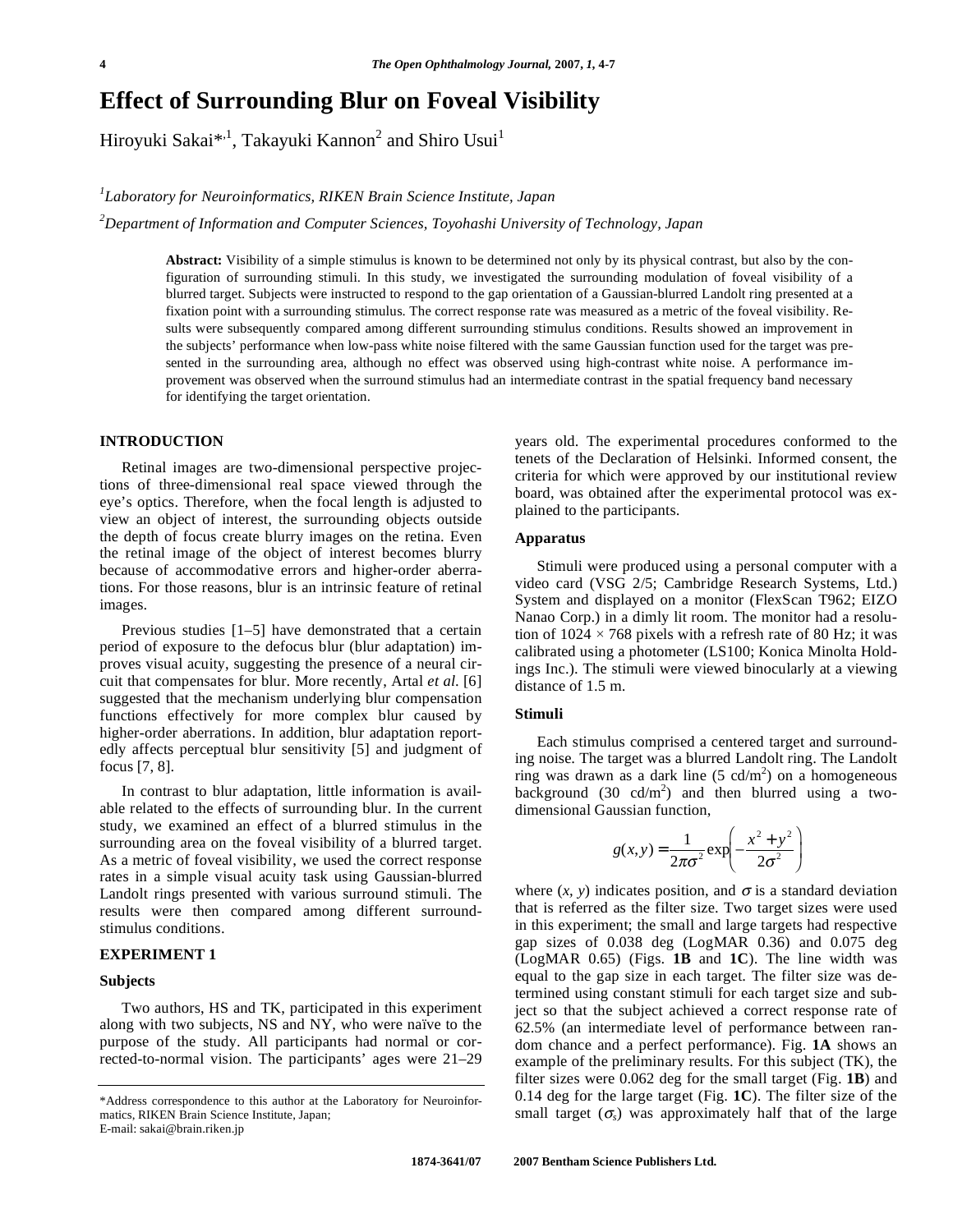# Effect of Surrounding Blur on Foveal Visibility

Hiroyuki Sakai*[,1], Takayuki Kannon[2] and Shiro Usui[1]

[1]*Laboratory for Neuroinformatics, RIKEN Brain Science Institute, Japan*

[2]*Department of Information and Computer Sciences, Toyohashi University of Technology, Japan*

**Abstract:** Visibility of a simple stimulus is known to be determined not only by its physical contrast, but also by the configuration of surrounding stimuli. In this study, we investigated the surrounding modulation of foveal visibility of a blurred target. Subjects were instructed to respond to the gap orientation of a Gaussian-blurred Landolt ring presented at a fixation point with a surrounding stimulus. The correct response rate was measured as a metric of the foveal visibility. Results were subsequently compared among different surrounding stimulus conditions. Results showed an improvement in the subjects' performance when low-pass white noise filtered with the same Gaussian function used for the target was presented in the surrounding area, although no effect was observed using high-contrast white noise. A performance improvement was observed when the surround stimulus had an intermediate contrast in the spatial frequency band necessary for identifying the target orientation.

## INTRODUCTION

Retinal images are two-dimensional perspective projections of three-dimensional real space viewed through the eye's optics. Therefore, when the focal length is adjusted to view an object of interest, the surrounding objects outside the depth of focus create blurry images on the retina. Even the retinal image of the object of interest becomes blurry because of accommodative errors and higher-order aberrations. For those reasons, blur is an intrinsic feature of retinal images.

Previous studies [1–5] have demonstrated that a certain period of exposure to the defocus blur (blur adaptation) improves visual acuity, suggesting the presence of a neural circuit that compensates for blur. More recently, Artal *et al.* [6] suggested that the mechanism underlying blur compensation functions effectively for more complex blur caused by higher-order aberrations. In addition, blur adaptation reportedly affects perceptual blur sensitivity [5] and judgment of focus [7, 8].

In contrast to blur adaptation, little information is available related to the effects of surrounding blur. In the current study, we examined an effect of a blurred stimulus in the surrounding area on the foveal visibility of a blurred target. As a metric of foveal visibility, we used the correct response rates in a simple visual acuity task using Gaussian-blurred Landolt rings presented with various surround stimuli. The results were then compared among different surround-stimulus conditions.

## EXPERIMENT 1

### Subjects

Two authors, HS and TK, participated in this experiment along with two subjects, NS and NY, who were naïve to the purpose of the study. All participants had normal or corrected-to-normal vision. The participants' ages were 21–29 years old. The experimental procedures conformed to the tenets of the Declaration of Helsinki. Informed consent, the criteria for which were approved by our institutional review board, was obtained after the experimental protocol was explained to the participants.

### Apparatus

Stimuli were produced using a personal computer with a video card (VSG 2/5; Cambridge Research Systems, Ltd.) System and displayed on a monitor (FlexScan T962; EIZO Nanao Corp.) in a dimly lit room. The monitor had a resolution of 1024 × 768 pixels with a refresh rate of 80 Hz; it was calibrated using a photometer (LS100; Konica Minolta Holdings Inc.). The stimuli were viewed binocularly at a viewing distance of 1.5 m.

### Stimuli

Each stimulus comprised a centered target and surrounding noise. The target was a blurred Landolt ring. The Landolt ring was drawn as a dark line (5 cd/m$^2$) on a homogeneous background (30 cd/m$^2$) and then blurred using a two-dimensional Gaussian function,

$$g(x,y) = \frac{1}{2\pi\sigma^2}\exp\left(-\frac{x^2+y^2}{2\sigma^2}\right)$$

where $(x, y)$ indicates position, and $\sigma$ is a standard deviation that is referred as the filter size. Two target sizes were used in this experiment; the small and large targets had respective gap sizes of 0.038 deg (LogMAR 0.36) and 0.075 deg (LogMAR 0.65) (Figs. **1B** and **1C**). The line width was equal to the gap size in each target. The filter size was determined using constant stimuli for each target size and subject so that the subject achieved a correct response rate of 62.5% (an intermediate level of performance between random chance and a perfect performance). Fig. **1A** shows an example of the preliminary results. For this subject (TK), the filter sizes were 0.062 deg for the small target (Fig. **1B**) and 0.14 deg for the large target (Fig. **1C**). The filter size of the small target ($\sigma_s$) was approximately half that of the large

*Address correspondence to this author at the Laboratory for Neuroinformatics, RIKEN Brain Science Institute, Japan; E-mail: sakai@brain.riken.jp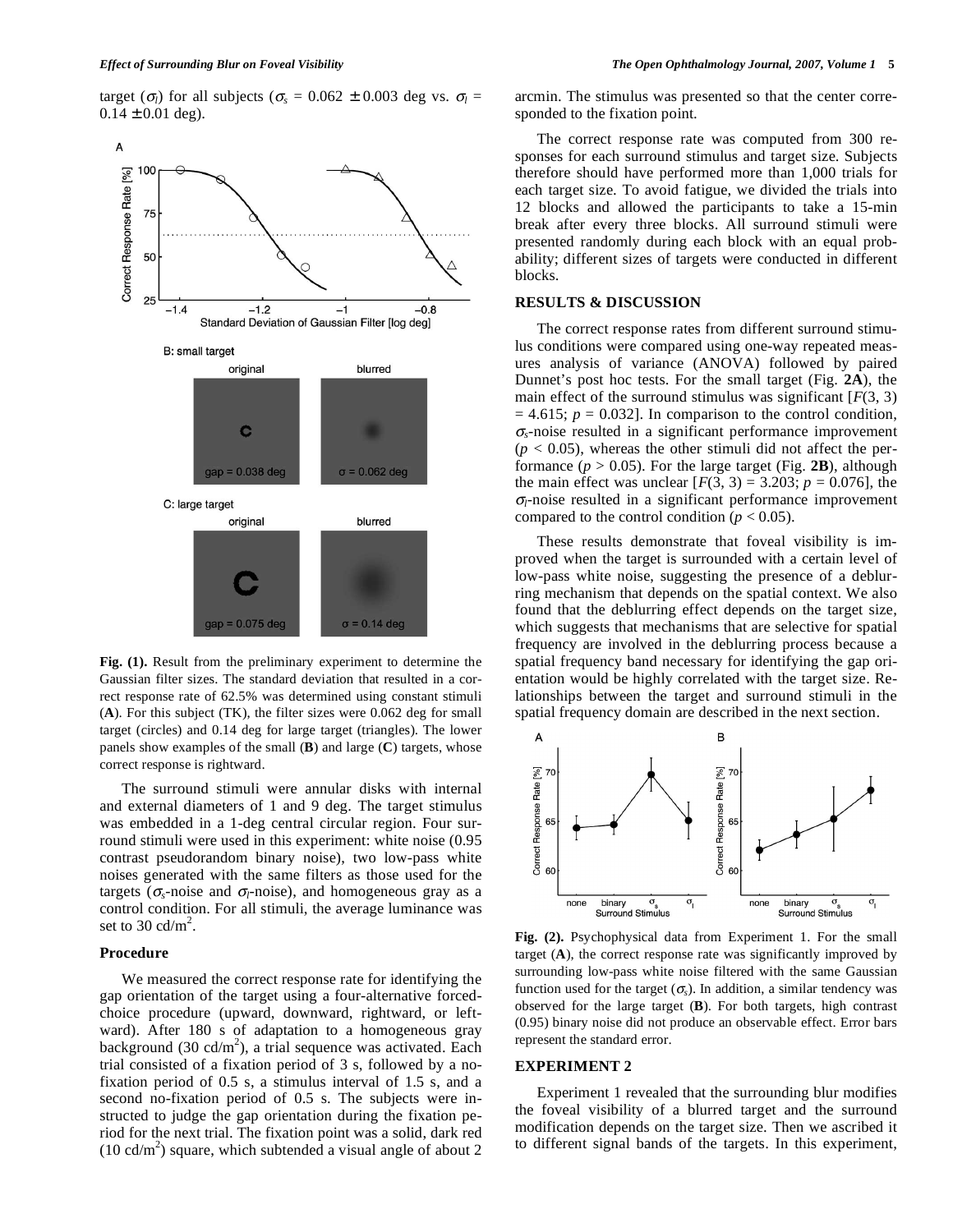target ($\sigma_l$) for all subjects ($\sigma_s$ = 0.062 ± 0.003 deg vs. $\sigma_l$ = 0.14 ± 0.01 deg).

**Fig. (1).** Result from the preliminary experiment to determine the Gaussian filter sizes. The standard deviation that resulted in a correct response rate of 62.5% was determined using constant stimuli (**A**). For this subject (TK), the filter sizes were 0.062 deg for small target (circles) and 0.14 deg for large target (triangles). The lower panels show examples of the small (**B**) and large (**C**) targets, whose correct response is rightward.

The surround stimuli were annular disks with internal and external diameters of 1 and 9 deg. The target stimulus was embedded in a 1-deg central circular region. Four surround stimuli were used in this experiment: white noise (0.95 contrast pseudorandom binary noise), two low-pass white noises generated with the same filters as those used for the targets ($\sigma_s$-noise and $\sigma_l$-noise), and homogeneous gray as a control condition. For all stimuli, the average luminance was set to 30 cd/m$^2$.

### Procedure

We measured the correct response rate for identifying the gap orientation of the target using a four-alternative forced-choice procedure (upward, downward, rightward, or leftward). After 180 s of adaptation to a homogeneous gray background (30 cd/m$^2$), a trial sequence was activated. Each trial consisted of a fixation period of 3 s, followed by a no-fixation period of 0.5 s, a stimulus interval of 1.5 s, and a second no-fixation period of 0.5 s. The subjects were instructed to judge the gap orientation during the fixation period for the next trial. The fixation point was a solid, dark red (10 cd/m$^2$) square, which subtended a visual angle of about 2 arcmin. The stimulus was presented so that the center corresponded to the fixation point.

The correct response rate was computed from 300 responses for each surround stimulus and target size. Subjects therefore should have performed more than 1,000 trials for each target size. To avoid fatigue, we divided the trials into 12 blocks and allowed the participants to take a 15-min break after every three blocks. All surround stimuli were presented randomly during each block with an equal probability; different sizes of targets were conducted in different blocks.

## RESULTS & DISCUSSION

The correct response rates from different surround stimulus conditions were compared using one-way repeated measures analysis of variance (ANOVA) followed by paired Dunnet's post hoc tests. For the small target (Fig. **2A**), the main effect of the surround stimulus was significant [$F(3, 3) = 4.615$; $p = 0.032$]. In comparison to the control condition, $\sigma_s$-noise resulted in a significant performance improvement ($p < 0.05$), whereas the other stimuli did not affect the performance ($p > 0.05$). For the large target (Fig. **2B**), although the main effect was unclear [$F(3, 3) = 3.203$; $p = 0.076$], the $\sigma_l$-noise resulted in a significant performance improvement compared to the control condition ($p < 0.05$).

These results demonstrate that foveal visibility is improved when the target is surrounded with a certain level of low-pass white noise, suggesting the presence of a deblurring mechanism that depends on the spatial context. We also found that the deblurring effect depends on the target size, which suggests that mechanisms that are selective for spatial frequency are involved in the deblurring process because a spatial frequency band necessary for identifying the gap orientation would be highly correlated with the target size. Relationships between the target and surround stimuli in the spatial frequency domain are described in the next section.

**Fig. (2).** Psychophysical data from Experiment 1. For the small target (**A**), the correct response rate was significantly improved by surrounding low-pass white noise filtered with the same Gaussian function used for the target ($\sigma_s$). In addition, a similar tendency was observed for the large target (**B**). For both targets, high contrast (0.95) binary noise did not produce an observable effect. Error bars represent the standard error.

## EXPERIMENT 2

Experiment 1 revealed that the surrounding blur modifies the foveal visibility of a blurred target and the surround modification depends on the target size. Then we ascribed it to different signal bands of the targets. In this experiment,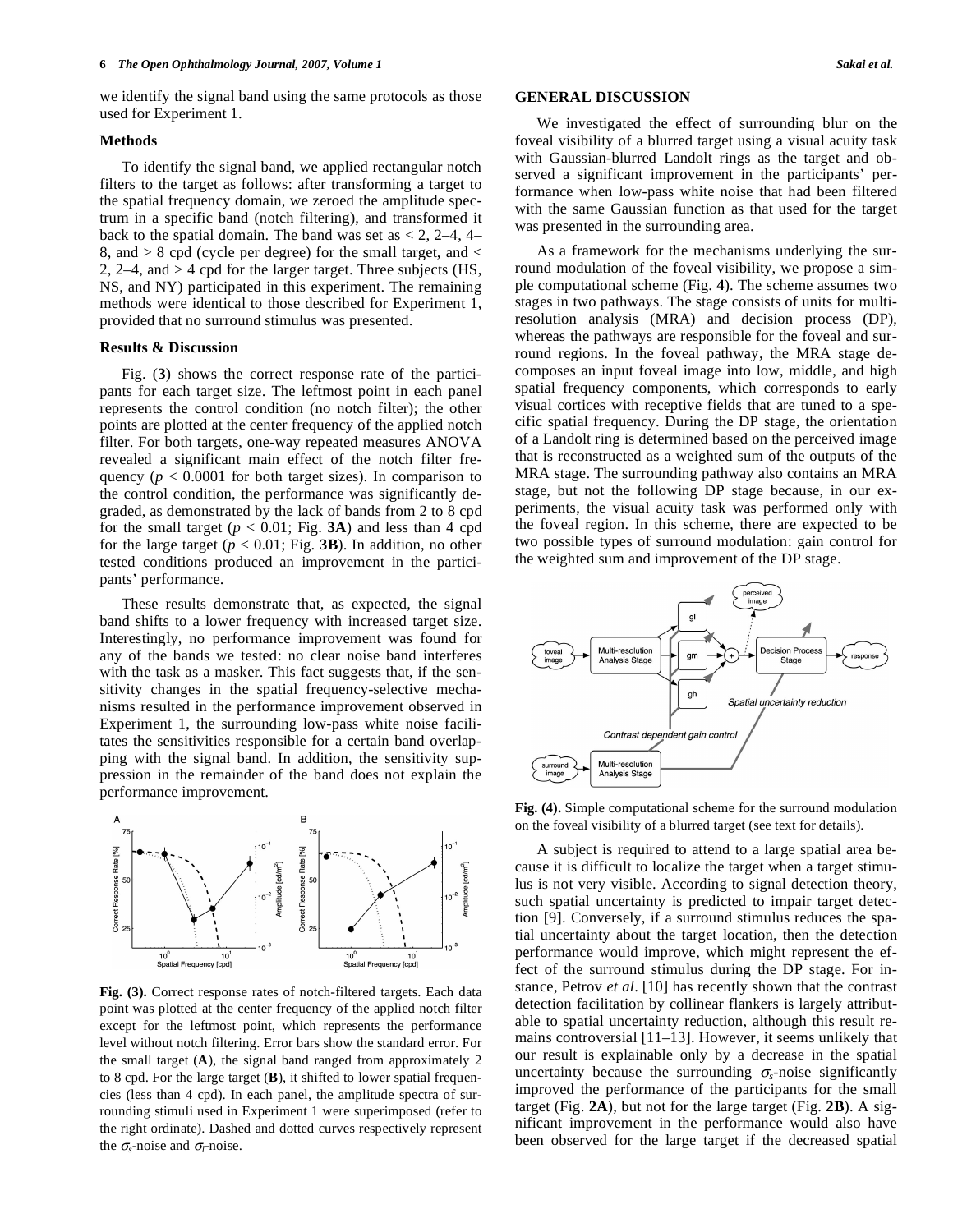we identify the signal band using the same protocols as those used for Experiment 1.

### Methods

To identify the signal band, we applied rectangular notch filters to the target as follows: after transforming a target to the spatial frequency domain, we zeroed the amplitude spectrum in a specific band (notch filtering), and transformed it back to the spatial domain. The band was set as < 2, 2–4, 4–8, and > 8 cpd (cycle per degree) for the small target, and < 2, 2–4, and > 4 cpd for the larger target. Three subjects (HS, NS, and NY) participated in this experiment. The remaining methods were identical to those described for Experiment 1, provided that no surround stimulus was presented.

### Results & Discussion

Fig. (**3**) shows the correct response rate of the participants for each target size. The leftmost point in each panel represents the control condition (no notch filter); the other points are plotted at the center frequency of the applied notch filter. For both targets, one-way repeated measures ANOVA revealed a significant main effect of the notch filter frequency ($p < 0.0001$ for both target sizes). In comparison to the control condition, the performance was significantly degraded, as demonstrated by the lack of bands from 2 to 8 cpd for the small target ($p < 0.01$; Fig. **3A**) and less than 4 cpd for the large target ($p < 0.01$; Fig. **3B**). In addition, no other tested conditions produced an improvement in the participants' performance.

These results demonstrate that, as expected, the signal band shifts to a lower frequency with increased target size. Interestingly, no performance improvement was found for any of the bands we tested: no clear noise band interferes with the task as a masker. This fact suggests that, if the sensitivity changes in the spatial frequency-selective mechanisms resulted in the performance improvement observed in Experiment 1, the surrounding low-pass white noise facilitates the sensitivities responsible for a certain band overlapping with the signal band. In addition, the sensitivity suppression in the remainder of the band does not explain the performance improvement.

**Fig. (3).** Correct response rates of notch-filtered targets. Each data point was plotted at the center frequency of the applied notch filter except for the leftmost point, which represents the performance level without notch filtering. Error bars show the standard error. For the small target (**A**), the signal band ranged from approximately 2 to 8 cpd. For the large target (**B**), it shifted to lower spatial frequencies (less than 4 cpd). In each panel, the amplitude spectra of surrounding stimuli used in Experiment 1 were superimposed (refer to the right ordinate). Dashed and dotted curves respectively represent the $\sigma_s$-noise and $\sigma_l$-noise.

## GENERAL DISCUSSION

We investigated the effect of surrounding blur on the foveal visibility of a blurred target using a visual acuity task with Gaussian-blurred Landolt rings as the target and observed a significant improvement in the participants' performance when low-pass white noise that had been filtered with the same Gaussian function as that used for the target was presented in the surrounding area.

As a framework for the mechanisms underlying the surround modulation of the foveal visibility, we propose a simple computational scheme (Fig. **4**). The scheme assumes two stages in two pathways. The stage consists of units for multi-resolution analysis (MRA) and decision process (DP), whereas the pathways are responsible for the foveal and surround regions. In the foveal pathway, the MRA stage decomposes an input foveal image into low, middle, and high spatial frequency components, which corresponds to early visual cortices with receptive fields that are tuned to a specific spatial frequency. During the DP stage, the orientation of a Landolt ring is determined based on the perceived image that is reconstructed as a weighted sum of the outputs of the MRA stage. The surrounding pathway also contains an MRA stage, but not the following DP stage because, in our experiments, the visual acuity task was performed only with the foveal region. In this scheme, there are expected to be two possible types of surround modulation: gain control for the weighted sum and improvement of the DP stage.

**Fig. (4).** Simple computational scheme for the surround modulation on the foveal visibility of a blurred target (see text for details).

A subject is required to attend to a large spatial area because it is difficult to localize the target when a target stimulus is not very visible. According to signal detection theory, such spatial uncertainty is predicted to impair target detection [9]. Conversely, if a surround stimulus reduces the spatial uncertainty about the target location, then the detection performance would improve, which might represent the effect of the surround stimulus during the DP stage. For instance, Petrov *et al*. [10] has recently shown that the contrast detection facilitation by collinear flankers is largely attributable to spatial uncertainty reduction, although this result remains controversial [11–13]. However, it seems unlikely that our result is explainable only by a decrease in the spatial uncertainty because the surrounding $\sigma_s$-noise significantly improved the performance of the participants for the small target (Fig. **2A**), but not for the large target (Fig. **2B**). A significant improvement in the performance would also have been observed for the large target if the decreased spatial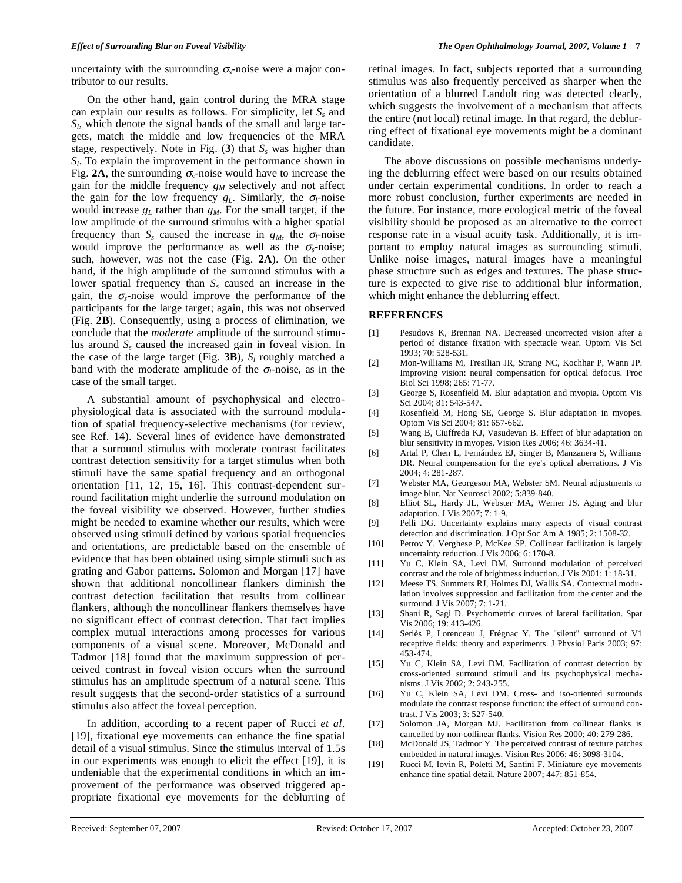uncertainty with the surrounding $\sigma_s$-noise were a major contributor to our results.

On the other hand, gain control during the MRA stage can explain our results as follows. For simplicity, let $S_s$ and $S_l$, which denote the signal bands of the small and large targets, match the middle and low frequencies of the MRA stage, respectively. Note in Fig. (**3**) that $S_s$ was higher than $S_l$. To explain the improvement in the performance shown in Fig. **2A**, the surrounding $\sigma_s$-noise would have to increase the gain for the middle frequency $g_M$ selectively and not affect the gain for the low frequency $g_L$. Similarly, the $\sigma_l$-noise would increase $g_L$ rather than $g_M$. For the small target, if the low amplitude of the surround stimulus with a higher spatial frequency than $S_s$ caused the increase in $g_M$, the $\sigma_l$-noise would improve the performance as well as the $\sigma_s$-noise; such, however, was not the case (Fig. **2A**). On the other hand, if the high amplitude of the surround stimulus with a lower spatial frequency than $S_s$ caused an increase in the gain, the $\sigma_s$-noise would improve the performance of the participants for the large target; again, this was not observed (Fig. **2B**). Consequently, using a process of elimination, we conclude that the *moderate* amplitude of the surround stimulus around $S_s$ caused the increased gain in foveal vision. In the case of the large target (Fig. **3B**), $S_l$ roughly matched a band with the moderate amplitude of the $\sigma_l$-noise, as in the case of the small target.

A substantial amount of psychophysical and electrophysiological data is associated with the surround modulation of spatial frequency-selective mechanisms (for review, see Ref. 14). Several lines of evidence have demonstrated that a surround stimulus with moderate contrast facilitates contrast detection sensitivity for a target stimulus when both stimuli have the same spatial frequency and an orthogonal orientation [11, 12, 15, 16]. This contrast-dependent surround facilitation might underlie the surround modulation on the foveal visibility we observed. However, further studies might be needed to examine whether our results, which were observed using stimuli defined by various spatial frequencies and orientations, are predictable based on the ensemble of evidence that has been obtained using simple stimuli such as grating and Gabor patterns. Solomon and Morgan [17] have shown that additional noncollinear flankers diminish the contrast detection facilitation that results from collinear flankers, although the noncollinear flankers themselves have no significant effect of contrast detection. That fact implies complex mutual interactions among processes for various components of a visual scene. Moreover, McDonald and Tadmor [18] found that the maximum suppression of perceived contrast in foveal vision occurs when the surround stimulus has an amplitude spectrum of a natural scene. This result suggests that the second-order statistics of a surround stimulus also affect the foveal perception.

In addition, according to a recent paper of Rucci *et al*. [19], fixational eye movements can enhance the fine spatial detail of a visual stimulus. Since the stimulus interval of 1.5s in our experiments was enough to elicit the effect [19], it is undeniable that the experimental conditions in which an improvement of the performance was observed triggered appropriate fixational eye movements for the deblurring of retinal images. In fact, subjects reported that a surrounding stimulus was also frequently perceived as sharper when the orientation of a blurred Landolt ring was detected clearly, which suggests the involvement of a mechanism that affects the entire (not local) retinal image. In that regard, the deblurring effect of fixational eye movements might be a dominant candidate.

The above discussions on possible mechanisms underlying the deblurring effect were based on our results obtained under certain experimental conditions. In order to reach a more robust conclusion, further experiments are needed in the future. For instance, more ecological metric of the foveal visibility should be proposed as an alternative to the correct response rate in a visual acuity task. Additionally, it is important to employ natural images as surrounding stimuli. Unlike noise images, natural images have a meaningful phase structure such as edges and textures. The phase structure is expected to give rise to additional blur information, which might enhance the deblurring effect.

## REFERENCES

[1] Pesudovs K, Brennan NA. Decreased uncorrected vision after a period of distance fixation with spectacle wear. Optom Vis Sci 1993; 70: 528-531.

[2] Mon-Williams M, Tresilian JR, Strang NC, Kochhar P, Wann JP. Improving vision: neural compensation for optical defocus. Proc Biol Sci 1998; 265: 71-77.

[3] George S, Rosenfield M. Blur adaptation and myopia. Optom Vis Sci 2004; 81: 543-547.

[4] Rosenfield M, Hong SE, George S. Blur adaptation in myopes. Optom Vis Sci 2004; 81: 657-662.

[5] Wang B, Ciuffreda KJ, Vasudevan B. Effect of blur adaptation on blur sensitivity in myopes. Vision Res 2006; 46: 3634-41.

[6] Artal P, Chen L, Fernández EJ, Singer B, Manzanera S, Williams DR. Neural compensation for the eye's optical aberrations. J Vis 2004; 4: 281-287.

[7] Webster MA, Georgeson MA, Webster SM. Neural adjustments to image blur. Nat Neurosci 2002; 5:839-840.

[8] Elliot SL, Hardy JL, Webster MA, Werner JS. Aging and blur adaptation. J Vis 2007; 7: 1-9.

[9] Pelli DG. Uncertainty explains many aspects of visual contrast detection and discrimination. J Opt Soc Am A 1985; 2: 1508-32.

[10] Petrov Y, Verghese P, McKee SP. Collinear facilitation is largely uncertainty reduction. J Vis 2006; 6: 170-8.

[11] Yu C, Klein SA, Levi DM. Surround modulation of perceived contrast and the role of brightness induction. J Vis 2001; 1: 18-31.

[12] Meese TS, Summers RJ, Holmes DJ, Wallis SA. Contextual modulation involves suppression and facilitation from the center and the surround. J Vis 2007; 7: 1-21.

[13] Shani R, Sagi D. Psychometric curves of lateral facilitation. Spat Vis 2006; 19: 413-426.

[14] Seriès P, Lorenceau J, Frégnac Y. The "silent" surround of V1 receptive fields: theory and experiments. J Physiol Paris 2003; 97: 453-474.

[15] Yu C, Klein SA, Levi DM. Facilitation of contrast detection by cross-oriented surround stimuli and its psychophysical mechanisms. J Vis 2002; 2: 243-255.

[16] Yu C, Klein SA, Levi DM. Cross- and iso-oriented surrounds modulate the contrast response function: the effect of surround contrast. J Vis 2003; 3: 527-540.

[17] Solomon JA, Morgan MJ. Facilitation from collinear flanks is cancelled by non-collinear flanks. Vision Res 2000; 40: 279-286.

[18] McDonald JS, Tadmor Y. The perceived contrast of texture patches embedded in natural images. Vision Res 2006; 46: 3098-3104.

[19] Rucci M, Iovin R, Poletti M, Santini F. Miniature eye movements enhance fine spatial detail. Nature 2007; 447: 851-854.

Received: September 07, 2007 Revised: October 17, 2007 Accepted: October 23, 2007